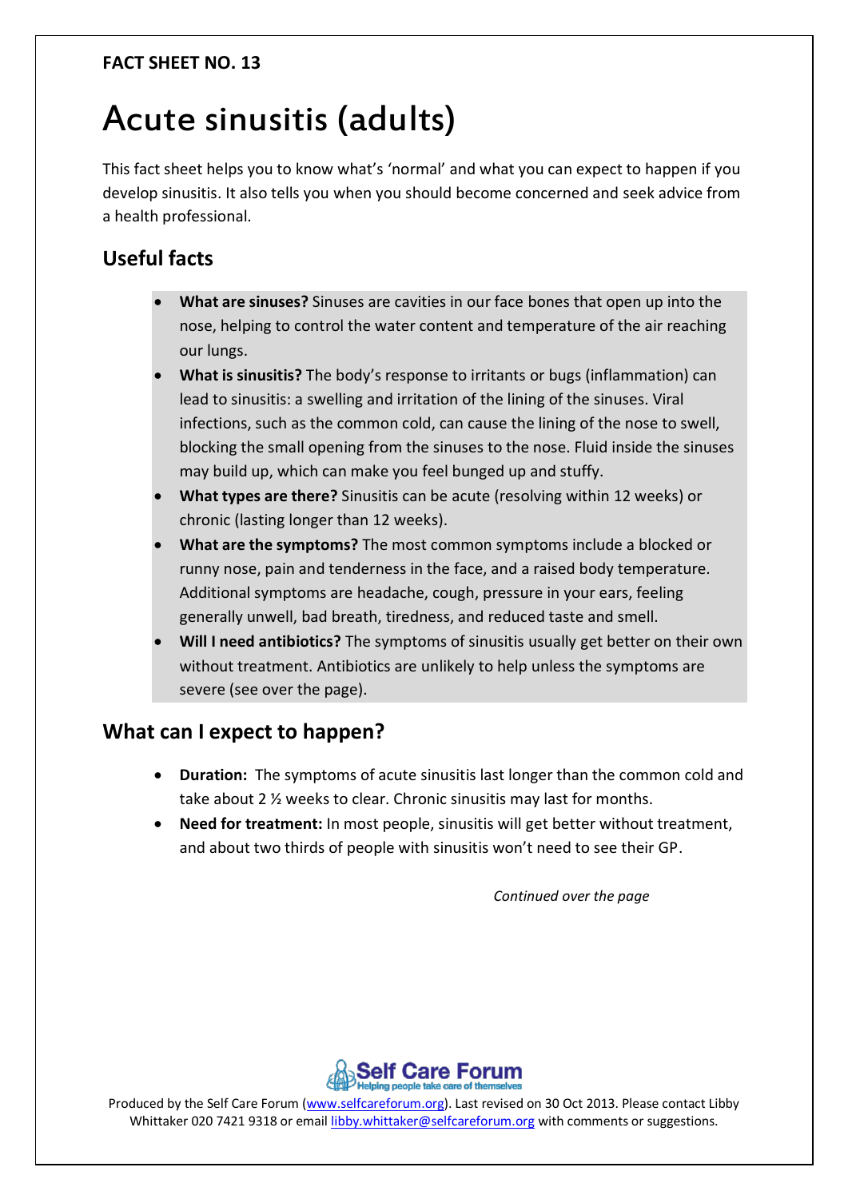**FACT SHEET NO. 13**

# Acute sinusitis (adults)

This fact sheet helps you to know what's 'normal' and what you can expect to happen if you develop sinusitis. It also tells you when you should become concerned and seek advice from a health professional.

## Useful facts

- **What are sinuses?** Sinuses are cavities in our face bones that open up into the nose, helping to control the water content and temperature of the air reaching our lungs.
- **What is sinusitis?** The body's response to irritants or bugs (inflammation) can lead to sinusitis: a swelling and irritation of the lining of the sinuses. Viral infections, such as the common cold, can cause the lining of the nose to swell, blocking the small opening from the sinuses to the nose. Fluid inside the sinuses may build up, which can make you feel bunged up and stuffy.
- **What types are there?** Sinusitis can be acute (resolving within 12 weeks) or chronic (lasting longer than 12 weeks).
- **What are the symptoms?** The most common symptoms include a blocked or runny nose, pain and tenderness in the face, and a raised body temperature. Additional symptoms are headache, cough, pressure in your ears, feeling generally unwell, bad breath, tiredness, and reduced taste and smell.
- **Will I need antibiotics?** The symptoms of sinusitis usually get better on their own without treatment. Antibiotics are unlikely to help unless the symptoms are severe (see over the page).

## What can I expect to happen?

- **Duration:** The symptoms of acute sinusitis last longer than the common cold and take about 2 ½ weeks to clear. Chronic sinusitis may last for months.
- **Need for treatment:** In most people, sinusitis will get better without treatment, and about two thirds of people with sinusitis won't need to see their GP.

*Continued over the page*

Self Care Forum
Helping people take care of themselves

Produced by the Self Care Forum (www.selfcareforum.org). Last revised on 30 Oct 2013. Please contact Libby Whittaker 020 7421 9318 or email libby.whittaker@selfcareforum.org with comments or suggestions.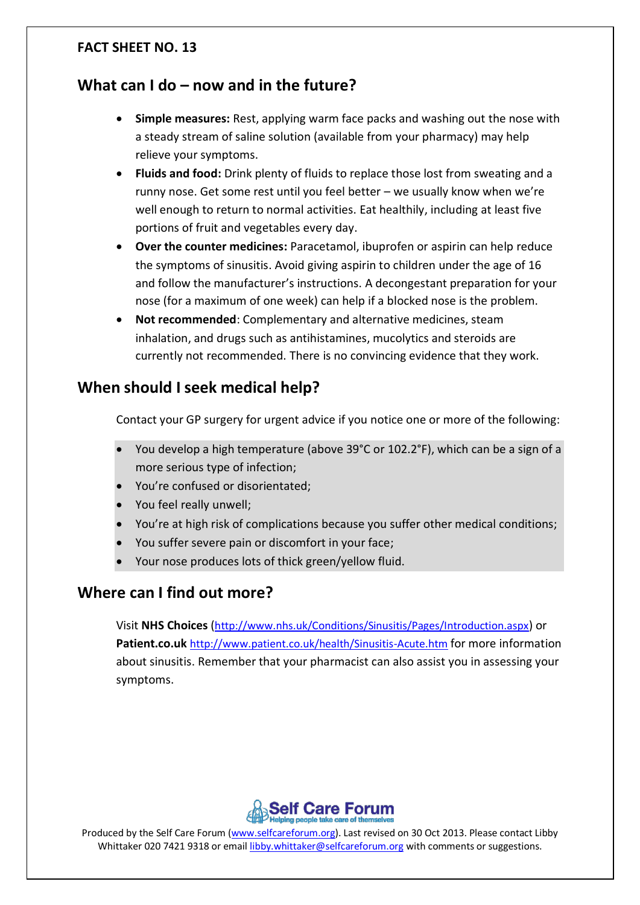**FACT SHEET NO. 13**

## What can I do – now and in the future?

- **Simple measures:** Rest, applying warm face packs and washing out the nose with a steady stream of saline solution (available from your pharmacy) may help relieve your symptoms.
- **Fluids and food:** Drink plenty of fluids to replace those lost from sweating and a runny nose. Get some rest until you feel better – we usually know when we're well enough to return to normal activities. Eat healthily, including at least five portions of fruit and vegetables every day.
- **Over the counter medicines:** Paracetamol, ibuprofen or aspirin can help reduce the symptoms of sinusitis. Avoid giving aspirin to children under the age of 16 and follow the manufacturer's instructions. A decongestant preparation for your nose (for a maximum of one week) can help if a blocked nose is the problem.
- **Not recommended**: Complementary and alternative medicines, steam inhalation, and drugs such as antihistamines, mucolytics and steroids are currently not recommended. There is no convincing evidence that they work.

## When should I seek medical help?

Contact your GP surgery for urgent advice if you notice one or more of the following:

- You develop a high temperature (above 39°C or 102.2°F), which can be a sign of a more serious type of infection;
- You're confused or disorientated;
- You feel really unwell;
- You're at high risk of complications because you suffer other medical conditions;
- You suffer severe pain or discomfort in your face;
- Your nose produces lots of thick green/yellow fluid.

## Where can I find out more?

Visit **NHS Choices** (http://www.nhs.uk/Conditions/Sinusitis/Pages/Introduction.aspx) or **Patient.co.uk** http://www.patient.co.uk/health/Sinusitis-Acute.htm for more information about sinusitis. Remember that your pharmacist can also assist you in assessing your symptoms.

Self Care Forum
Helping people take care of themselves

Produced by the Self Care Forum (www.selfcareforum.org). Last revised on 30 Oct 2013. Please contact Libby Whittaker 020 7421 9318 or email libby.whittaker@selfcareforum.org with comments or suggestions.